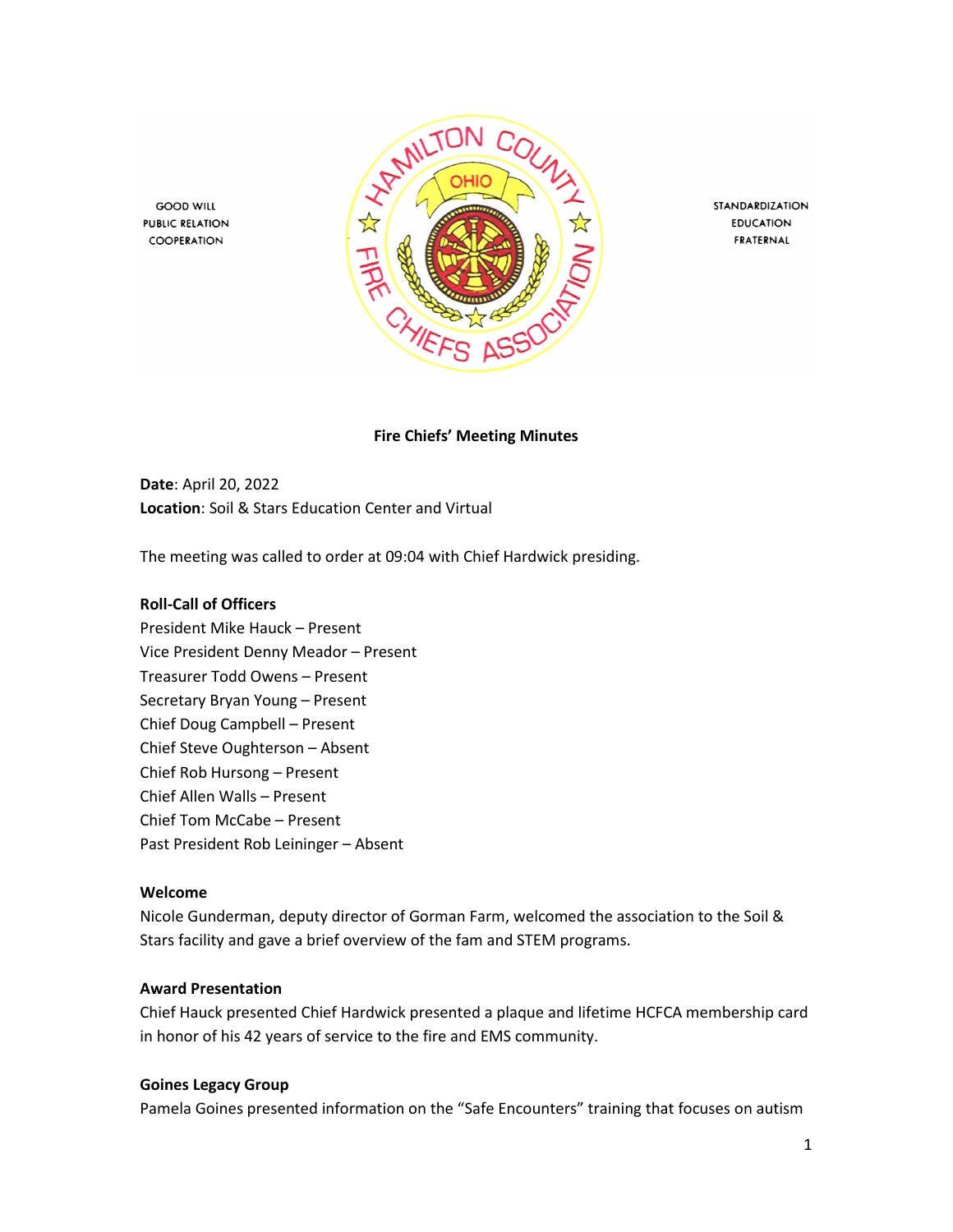GOOD WILL
PUBLIC RELATION
COOPERATION

STANDARDIZATION
EDUCATION
FRATERNAL

**Fire Chiefs' Meeting Minutes**

**Date**: April 20, 2022
**Location**: Soil & Stars Education Center and Virtual

The meeting was called to order at 09:04 with Chief Hardwick presiding.

**Roll-Call of Officers**

President Mike Hauck – Present
Vice President Denny Meador – Present
Treasurer Todd Owens – Present
Secretary Bryan Young – Present
Chief Doug Campbell – Present
Chief Steve Oughterson – Absent
Chief Rob Hursong – Present
Chief Allen Walls – Present
Chief Tom McCabe – Present
Past President Rob Leininger – Absent

**Welcome**

Nicole Gunderman, deputy director of Gorman Farm, welcomed the association to the Soil & Stars facility and gave a brief overview of the fam and STEM programs.

**Award Presentation**

Chief Hauck presented Chief Hardwick presented a plaque and lifetime HCFCA membership card in honor of his 42 years of service to the fire and EMS community.

**Goines Legacy Group**

Pamela Goines presented information on the "Safe Encounters" training that focuses on autism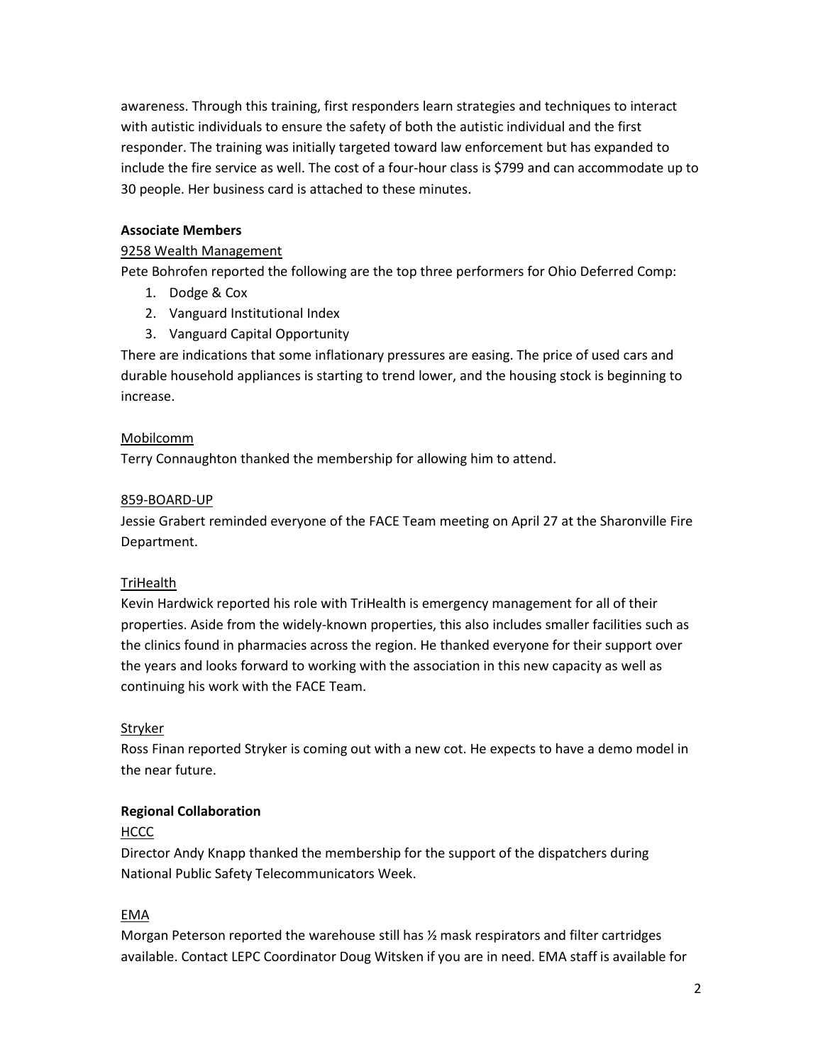awareness. Through this training, first responders learn strategies and techniques to interact with autistic individuals to ensure the safety of both the autistic individual and the first responder. The training was initially targeted toward law enforcement but has expanded to include the fire service as well. The cost of a four-hour class is $799 and can accommodate up to 30 people. Her business card is attached to these minutes.

**Associate Members**

<u>9258 Wealth Management</u>

Pete Bohrofen reported the following are the top three performers for Ohio Deferred Comp:

1. Dodge & Cox
2. Vanguard Institutional Index
3. Vanguard Capital Opportunity

There are indications that some inflationary pressures are easing. The price of used cars and durable household appliances is starting to trend lower, and the housing stock is beginning to increase.

<u>Mobilcomm</u>

Terry Connaughton thanked the membership for allowing him to attend.

<u>859-BOARD-UP</u>

Jessie Grabert reminded everyone of the FACE Team meeting on April 27 at the Sharonville Fire Department.

<u>TriHealth</u>

Kevin Hardwick reported his role with TriHealth is emergency management for all of their properties. Aside from the widely-known properties, this also includes smaller facilities such as the clinics found in pharmacies across the region. He thanked everyone for their support over the years and looks forward to working with the association in this new capacity as well as continuing his work with the FACE Team.

<u>Stryker</u>

Ross Finan reported Stryker is coming out with a new cot. He expects to have a demo model in the near future.

**Regional Collaboration**

<u>HCCC</u>

Director Andy Knapp thanked the membership for the support of the dispatchers during National Public Safety Telecommunicators Week.

<u>EMA</u>

Morgan Peterson reported the warehouse still has ½ mask respirators and filter cartridges available. Contact LEPC Coordinator Doug Witsken if you are in need. EMA staff is available for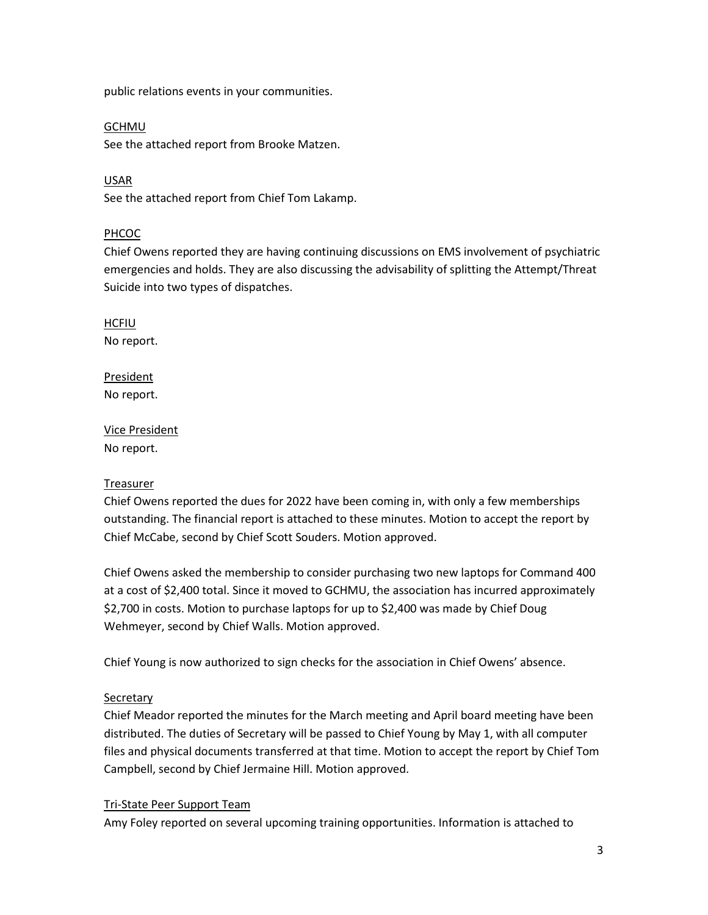public relations events in your communities.

GCHMU

See the attached report from Brooke Matzen.

USAR

See the attached report from Chief Tom Lakamp.

PHCOC

Chief Owens reported they are having continuing discussions on EMS involvement of psychiatric emergencies and holds. They are also discussing the advisability of splitting the Attempt/Threat Suicide into two types of dispatches.

HCFIU

No report.

President

No report.

Vice President

No report.

Treasurer

Chief Owens reported the dues for 2022 have been coming in, with only a few memberships outstanding. The financial report is attached to these minutes. Motion to accept the report by Chief McCabe, second by Chief Scott Souders. Motion approved.

Chief Owens asked the membership to consider purchasing two new laptops for Command 400 at a cost of $2,400 total. Since it moved to GCHMU, the association has incurred approximately $2,700 in costs. Motion to purchase laptops for up to $2,400 was made by Chief Doug Wehmeyer, second by Chief Walls. Motion approved.

Chief Young is now authorized to sign checks for the association in Chief Owens' absence.

Secretary

Chief Meador reported the minutes for the March meeting and April board meeting have been distributed. The duties of Secretary will be passed to Chief Young by May 1, with all computer files and physical documents transferred at that time. Motion to accept the report by Chief Tom Campbell, second by Chief Jermaine Hill. Motion approved.

Tri-State Peer Support Team

Amy Foley reported on several upcoming training opportunities. Information is attached to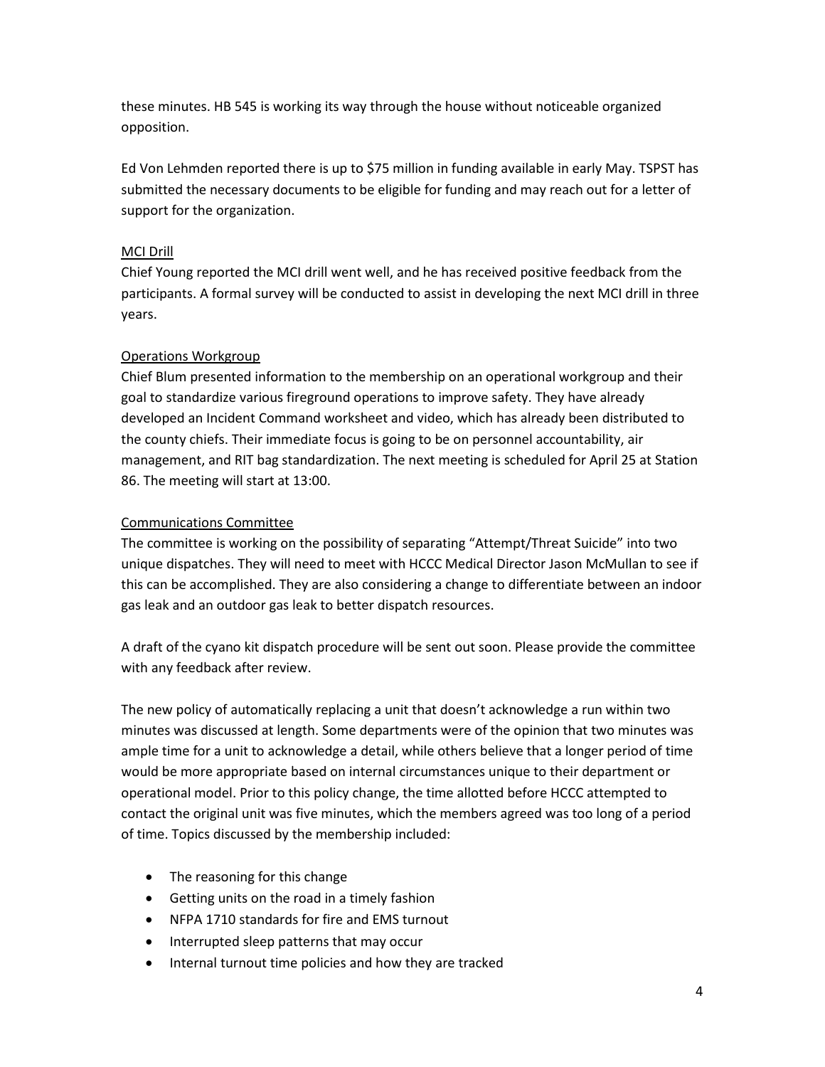these minutes. HB 545 is working its way through the house without noticeable organized opposition.

Ed Von Lehmden reported there is up to $75 million in funding available in early May. TSPST has submitted the necessary documents to be eligible for funding and may reach out for a letter of support for the organization.

<u>MCI Drill</u>

Chief Young reported the MCI drill went well, and he has received positive feedback from the participants. A formal survey will be conducted to assist in developing the next MCI drill in three years.

<u>Operations Workgroup</u>

Chief Blum presented information to the membership on an operational workgroup and their goal to standardize various fireground operations to improve safety. They have already developed an Incident Command worksheet and video, which has already been distributed to the county chiefs. Their immediate focus is going to be on personnel accountability, air management, and RIT bag standardization. The next meeting is scheduled for April 25 at Station 86. The meeting will start at 13:00.

<u>Communications Committee</u>

The committee is working on the possibility of separating "Attempt/Threat Suicide" into two unique dispatches. They will need to meet with HCCC Medical Director Jason McMullan to see if this can be accomplished. They are also considering a change to differentiate between an indoor gas leak and an outdoor gas leak to better dispatch resources.

A draft of the cyano kit dispatch procedure will be sent out soon. Please provide the committee with any feedback after review.

The new policy of automatically replacing a unit that doesn't acknowledge a run within two minutes was discussed at length. Some departments were of the opinion that two minutes was ample time for a unit to acknowledge a detail, while others believe that a longer period of time would be more appropriate based on internal circumstances unique to their department or operational model. Prior to this policy change, the time allotted before HCCC attempted to contact the original unit was five minutes, which the members agreed was too long of a period of time. Topics discussed by the membership included:

- The reasoning for this change
- Getting units on the road in a timely fashion
- NFPA 1710 standards for fire and EMS turnout
- Interrupted sleep patterns that may occur
- Internal turnout time policies and how they are tracked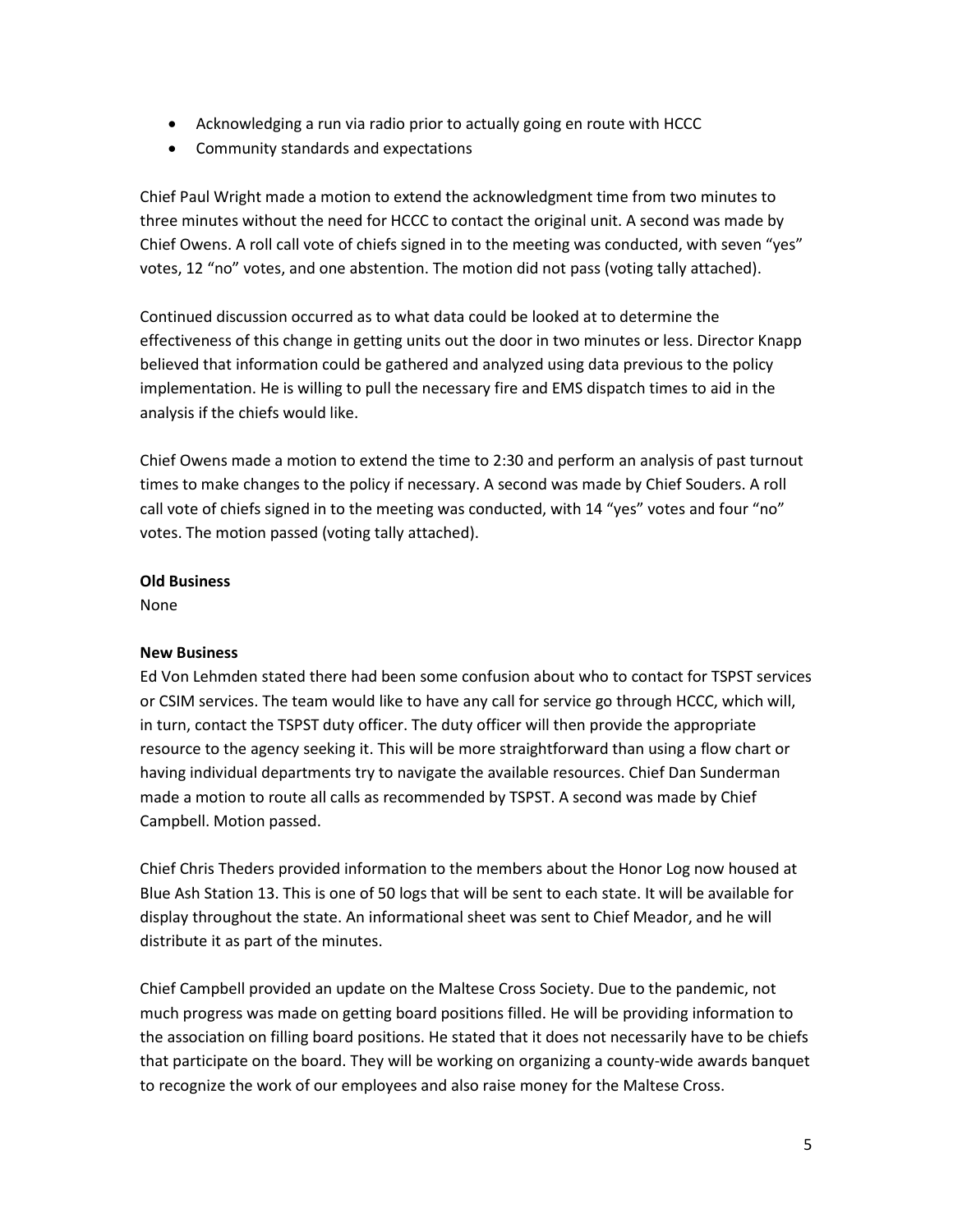- Acknowledging a run via radio prior to actually going en route with HCCC
- Community standards and expectations

Chief Paul Wright made a motion to extend the acknowledgment time from two minutes to three minutes without the need for HCCC to contact the original unit. A second was made by Chief Owens. A roll call vote of chiefs signed in to the meeting was conducted, with seven "yes" votes, 12 "no" votes, and one abstention. The motion did not pass (voting tally attached).

Continued discussion occurred as to what data could be looked at to determine the effectiveness of this change in getting units out the door in two minutes or less. Director Knapp believed that information could be gathered and analyzed using data previous to the policy implementation. He is willing to pull the necessary fire and EMS dispatch times to aid in the analysis if the chiefs would like.

Chief Owens made a motion to extend the time to 2:30 and perform an analysis of past turnout times to make changes to the policy if necessary. A second was made by Chief Souders. A roll call vote of chiefs signed in to the meeting was conducted, with 14 "yes" votes and four "no" votes. The motion passed (voting tally attached).

**Old Business**

None

**New Business**

Ed Von Lehmden stated there had been some confusion about who to contact for TSPST services or CSIM services. The team would like to have any call for service go through HCCC, which will, in turn, contact the TSPST duty officer. The duty officer will then provide the appropriate resource to the agency seeking it. This will be more straightforward than using a flow chart or having individual departments try to navigate the available resources. Chief Dan Sunderman made a motion to route all calls as recommended by TSPST. A second was made by Chief Campbell. Motion passed.

Chief Chris Theders provided information to the members about the Honor Log now housed at Blue Ash Station 13. This is one of 50 logs that will be sent to each state. It will be available for display throughout the state. An informational sheet was sent to Chief Meador, and he will distribute it as part of the minutes.

Chief Campbell provided an update on the Maltese Cross Society. Due to the pandemic, not much progress was made on getting board positions filled. He will be providing information to the association on filling board positions. He stated that it does not necessarily have to be chiefs that participate on the board. They will be working on organizing a county-wide awards banquet to recognize the work of our employees and also raise money for the Maltese Cross.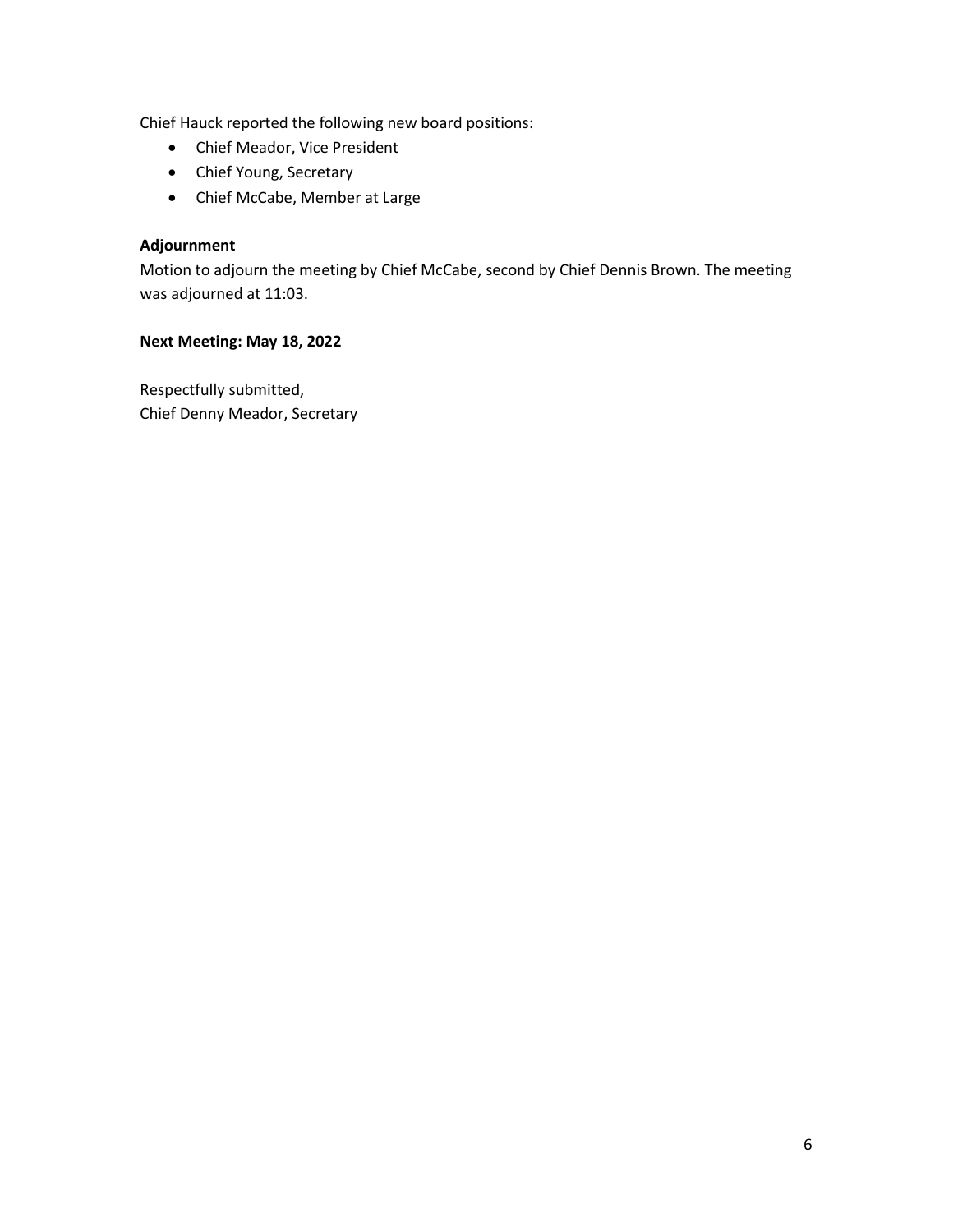Chief Hauck reported the following new board positions:

- Chief Meador, Vice President
- Chief Young, Secretary
- Chief McCabe, Member at Large

**Adjournment**

Motion to adjourn the meeting by Chief McCabe, second by Chief Dennis Brown. The meeting was adjourned at 11:03.

**Next Meeting: May 18, 2022**

Respectfully submitted,
Chief Denny Meador, Secretary